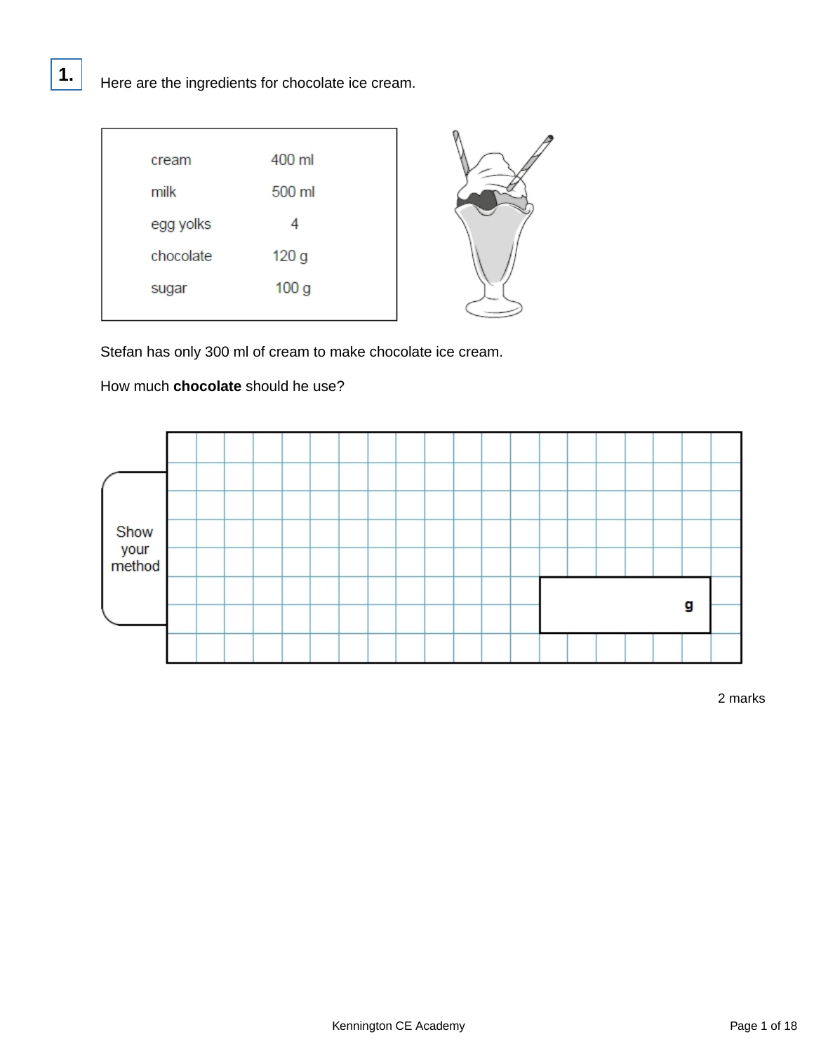**1.** Here are the ingredients for chocolate ice cream.

| | |
|---|---|
| cream | 400 ml |
| milk | 500 ml |
| egg yolks | 4 |
| chocolate | 120 g |
| sugar | 100 g |

Stefan has only 300 ml of cream to make chocolate ice cream.

How much **chocolate** should he use?

Show your method

______ g

2 marks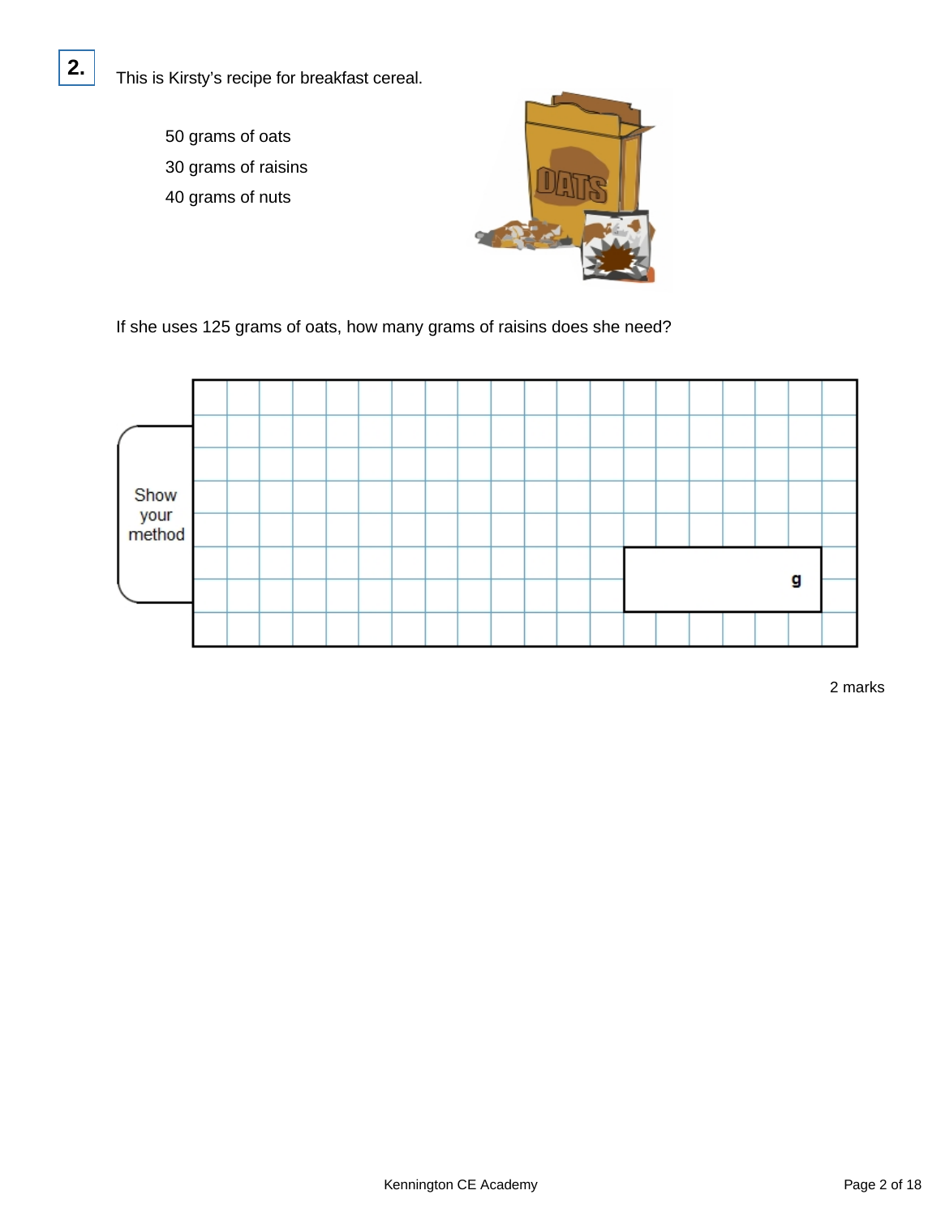**2.** This is Kirsty's recipe for breakfast cereal.

50 grams of oats

30 grams of raisins

40 grams of nuts

If she uses 125 grams of oats, how many grams of raisins does she need?

Show your method

g

2 marks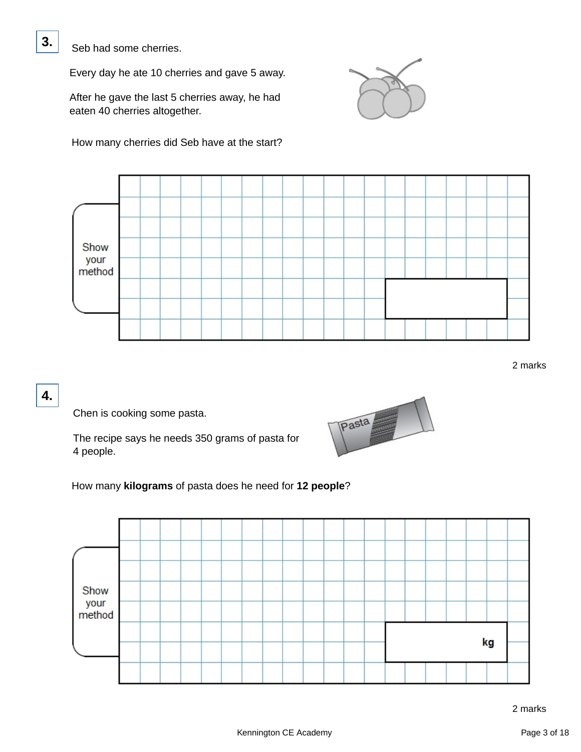**3.**

Seb had some cherries.

Every day he ate 10 cherries and gave 5 away.

After he gave the last 5 cherries away, he had eaten 40 cherries altogether.

How many cherries did Seb have at the start?

Show your method

2 marks

**4.**

Chen is cooking some pasta.

The recipe says he needs 350 grams of pasta for 4 people.

How many **kilograms** of pasta does he need for **12 people**?

Show your method

kg

2 marks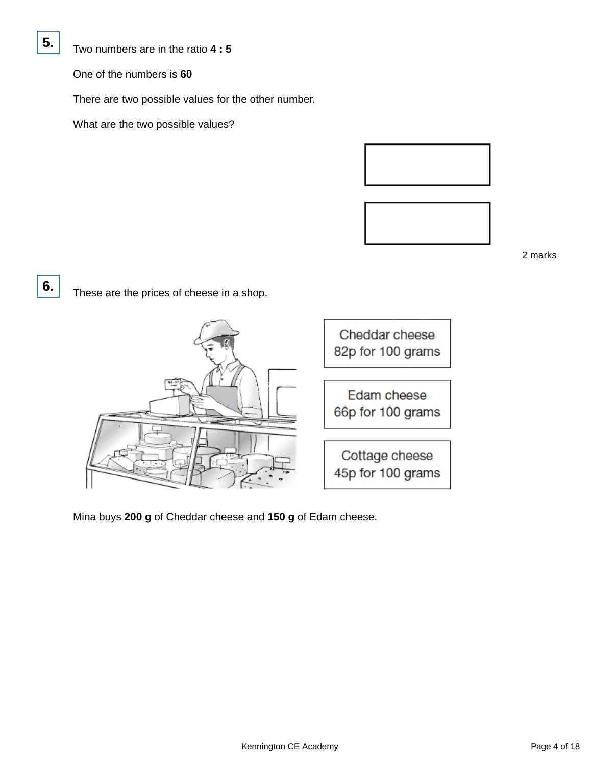**5.**

Two numbers are in the ratio **4 : 5**

One of the numbers is **60**

There are two possible values for the other number.

What are the two possible values?

2 marks

**6.**

These are the prices of cheese in a shop.

Cheddar cheese
82p for 100 grams

Edam cheese
66p for 100 grams

Cottage cheese
45p for 100 grams

Mina buys **200 g** of Cheddar cheese and **150 g** of Edam cheese.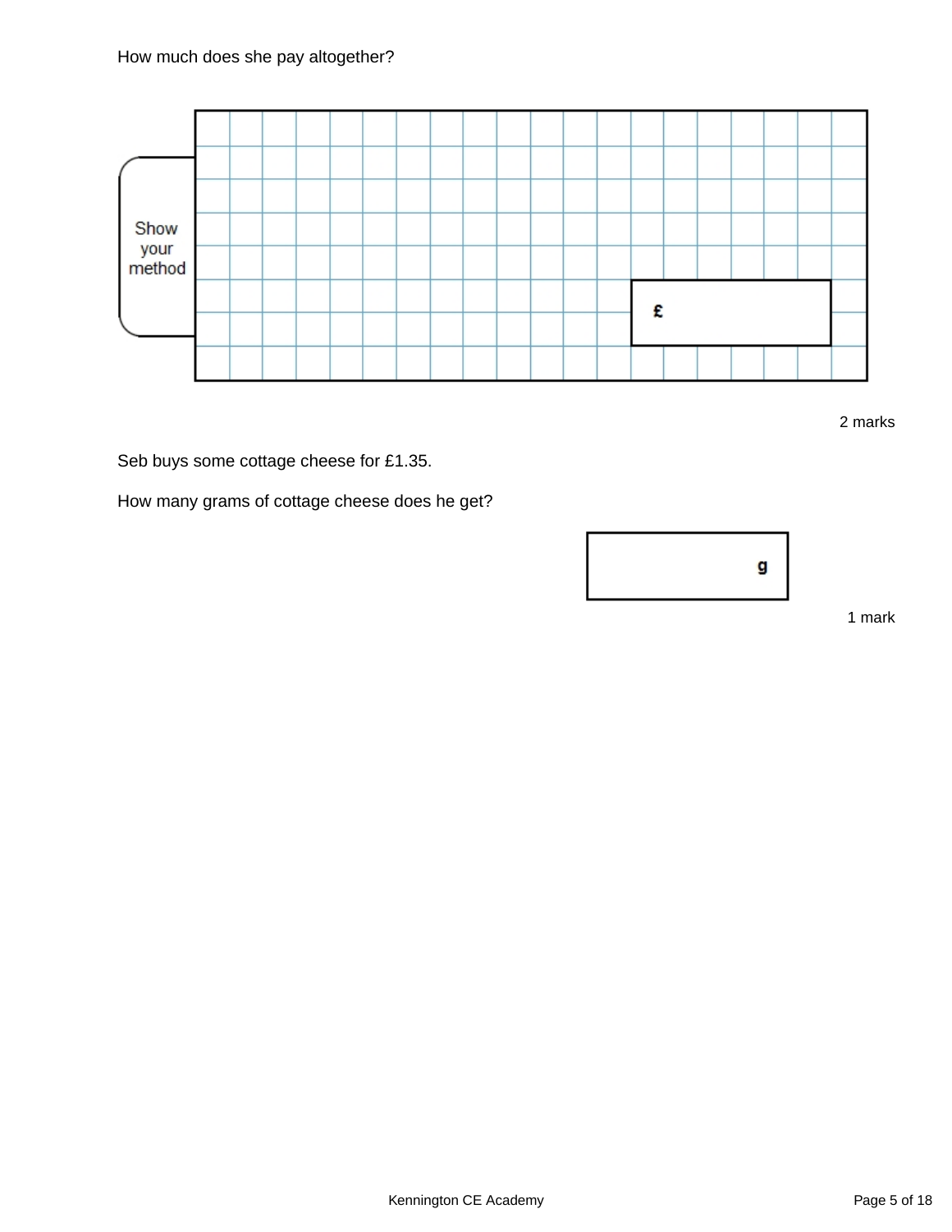How much does she pay altogether?

Show your method

£

2 marks

Seb buys some cottage cheese for £1.35.

How many grams of cottage cheese does he get?

g

1 mark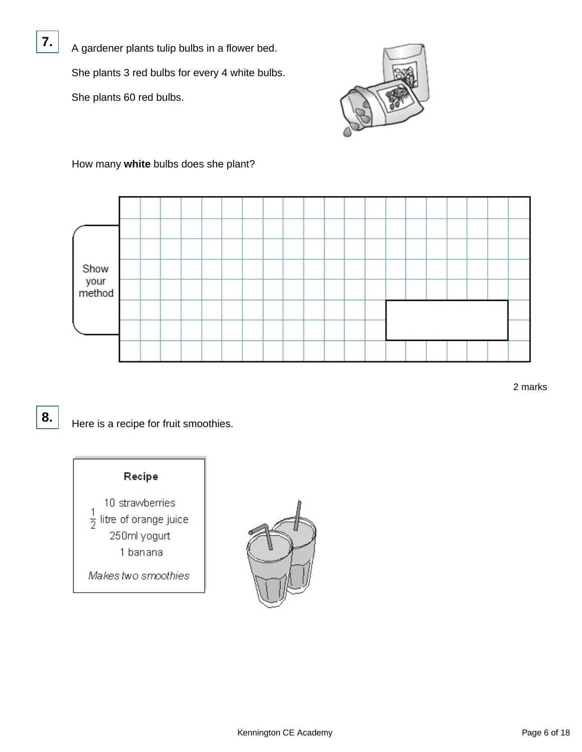**7.**

A gardener plants tulip bulbs in a flower bed.

She plants 3 red bulbs for every 4 white bulbs.

She plants 60 red bulbs.

How many **white** bulbs does she plant?

Show your method

2 marks

**8.**

Here is a recipe for fruit smoothies.

**Recipe**

10 strawberries

$\frac{1}{2}$ litre of orange juice

250ml yogurt

1 banana

*Makes two smoothies*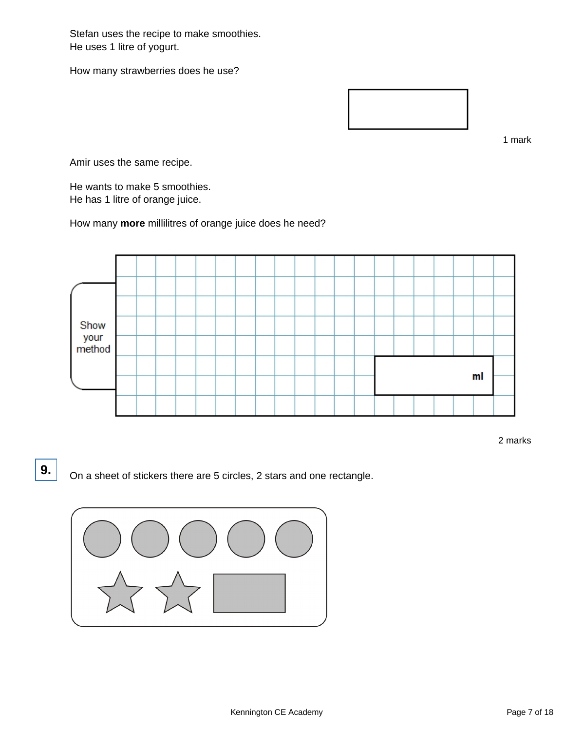Stefan uses the recipe to make smoothies.
He uses 1 litre of yogurt.

How many strawberries does he use?

1 mark

Amir uses the same recipe.

He wants to make 5 smoothies.
He has 1 litre of orange juice.

How many **more** millilitres of orange juice does he need?

Show your method

ml

2 marks

**9.** On a sheet of stickers there are 5 circles, 2 stars and one rectangle.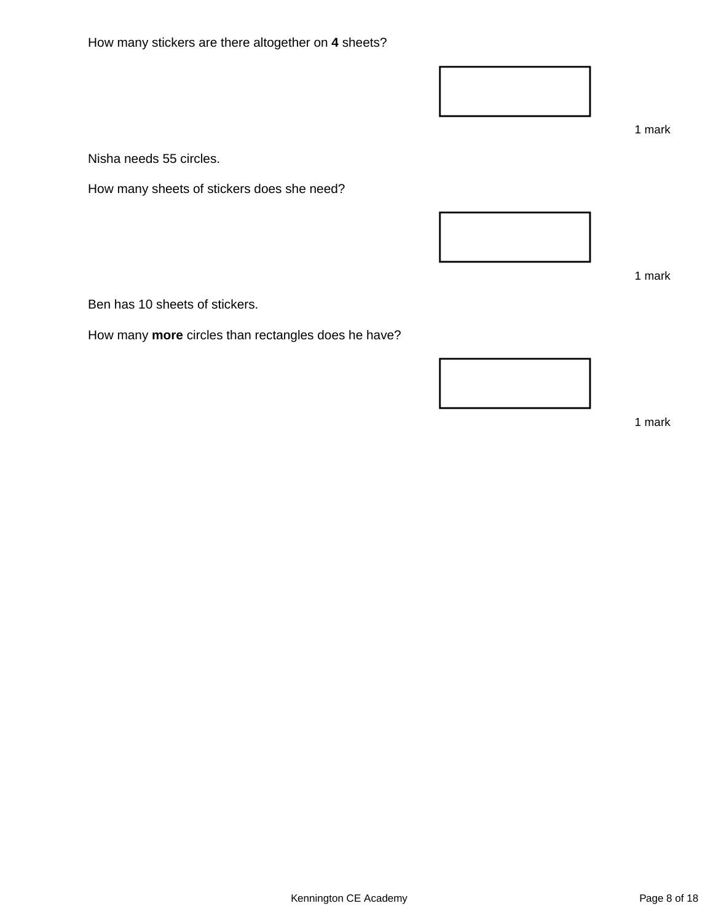How many stickers are there altogether on **4** sheets?

1 mark

Nisha needs 55 circles.

How many sheets of stickers does she need?

1 mark

Ben has 10 sheets of stickers.

How many **more** circles than rectangles does he have?

1 mark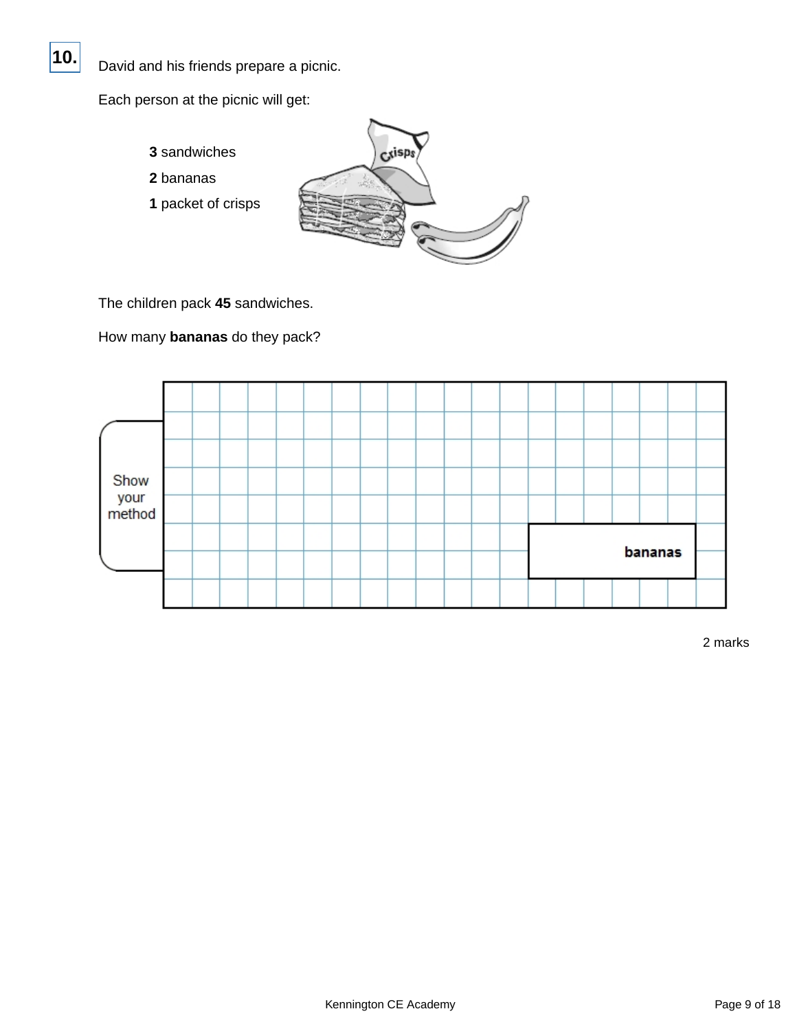**10.** David and his friends prepare a picnic.

Each person at the picnic will get:

**3** sandwiches
**2** bananas
**1** packet of crisps

The children pack **45** sandwiches.

How many **bananas** do they pack?

Show your method

**bananas**

2 marks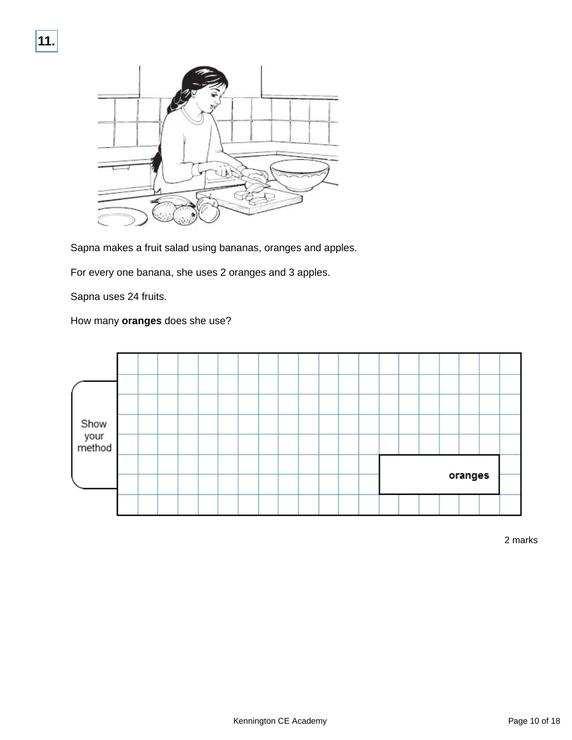**11.**

Sapna makes a fruit salad using bananas, oranges and apples.

For every one banana, she uses 2 oranges and 3 apples.

Sapna uses 24 fruits.

How many **oranges** does she use?

Show your method

**oranges**

2 marks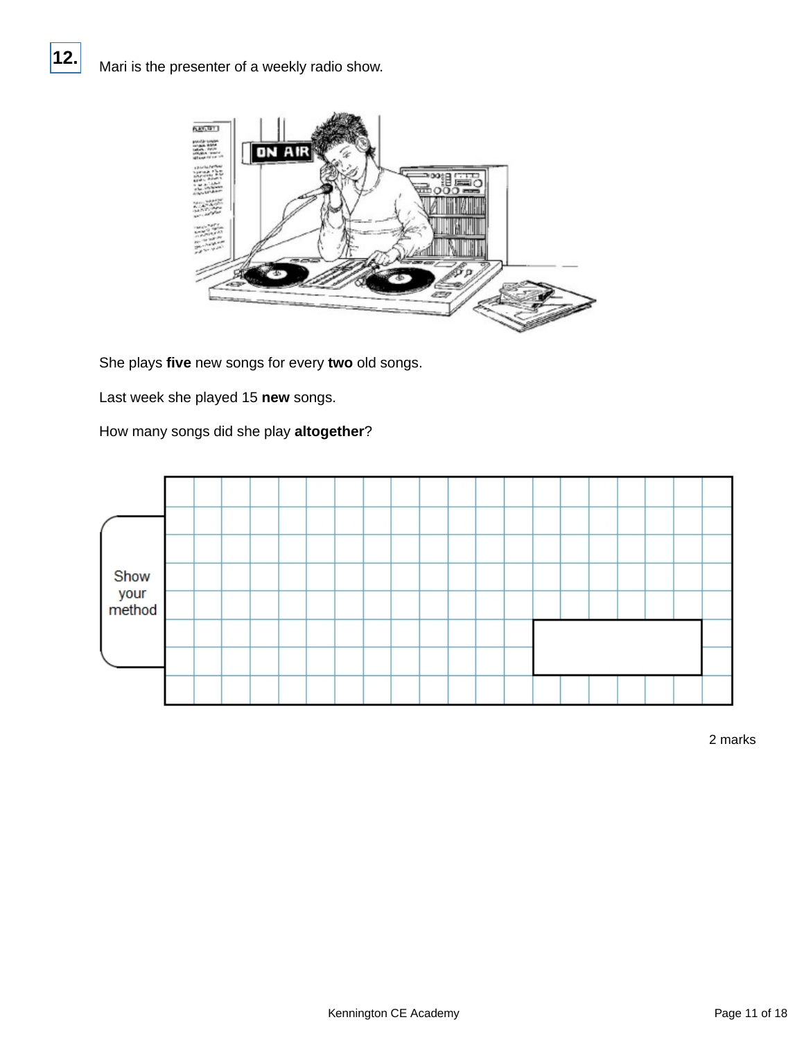**12.** Mari is the presenter of a weekly radio show.

She plays **five** new songs for every **two** old songs.

Last week she played 15 **new** songs.

How many songs did she play **altogether**?

Show your method

2 marks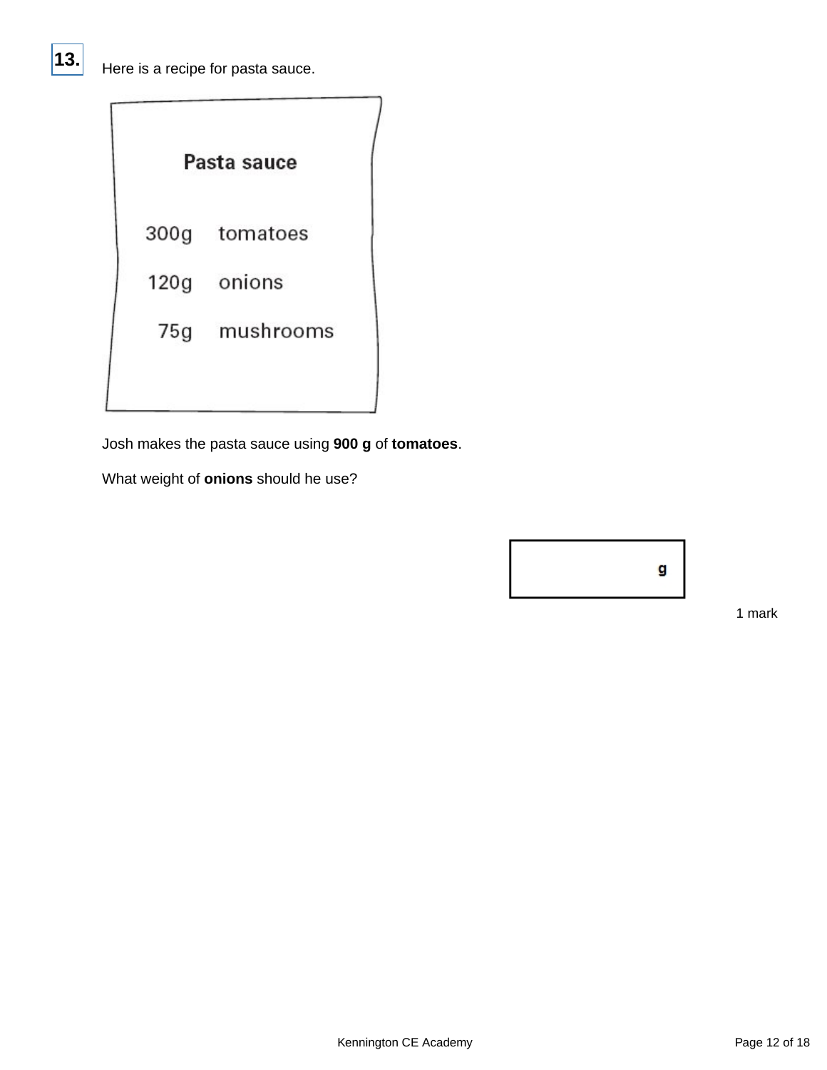**13.** Here is a recipe for pasta sauce.

**Pasta sauce**

| | |
|---|---|
| 300g | tomatoes |
| 120g | onions |
| 75g | mushrooms |

Josh makes the pasta sauce using **900 g** of **tomatoes**.

What weight of **onions** should he use?

g

1 mark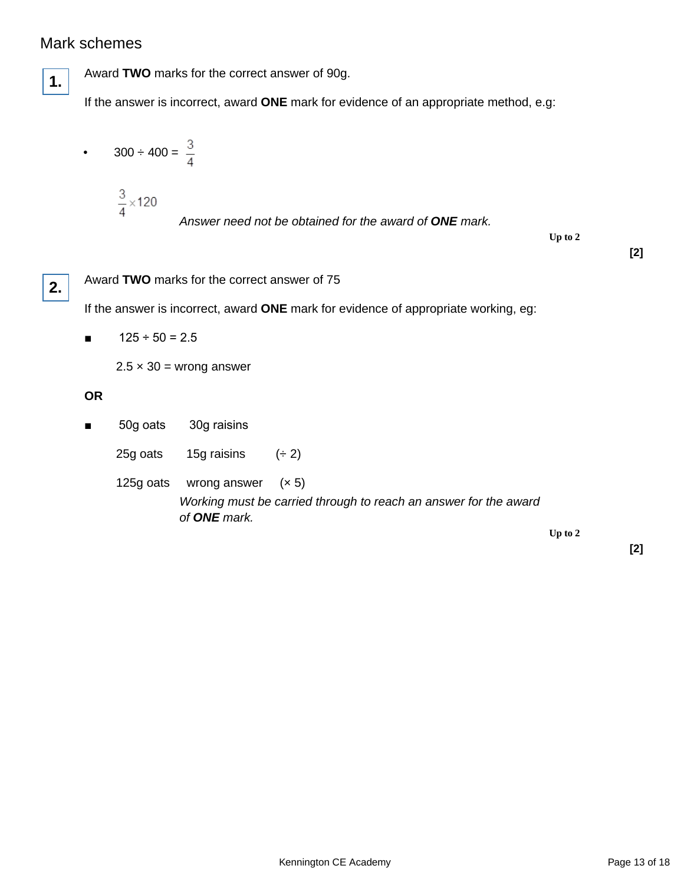## Mark schemes

**1.** Award **TWO** marks for the correct answer of 90g.

If the answer is incorrect, award **ONE** mark for evidence of an appropriate method, e.g:

- $300 \div 400 = \frac{3}{4}$

  $\frac{3}{4} \times 120$

  *Answer need not be obtained for the award of **ONE** mark.*

**Up to 2**

**[2]**

**2.** Award **TWO** marks for the correct answer of 75

If the answer is incorrect, award **ONE** mark for evidence of appropriate working, eg:

- $125 \div 50 = 2.5$

  $2.5 \times 30$ = wrong answer

**OR**

- 50g oats    30g raisins

  25g oats    15g raisins    ($\div$ 2)

  125g oats    wrong answer    ($\times$ 5)

  *Working must be carried through to reach an answer for the award of **ONE** mark.*

**Up to 2**

**[2]**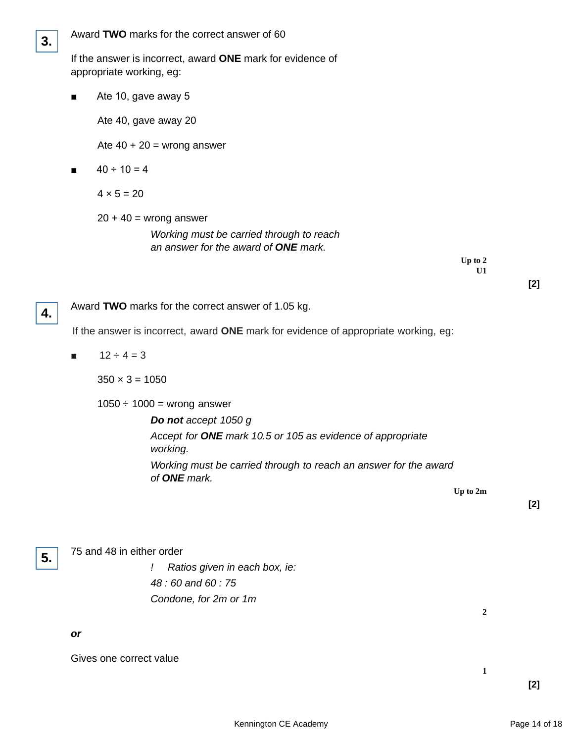**3.** Award **TWO** marks for the correct answer of 60

If the answer is incorrect, award **ONE** mark for evidence of appropriate working, eg:

- Ate 10, gave away 5

  Ate 40, gave away 20

  Ate 40 + 20 = wrong answer

- 40 ÷ 10 = 4

  4 × 5 = 20

  20 + 40 = wrong answer

  *Working must be carried through to reach an answer for the award of **ONE** mark.*

**Up to 2**
**U1**

**[2]**

**4.** Award **TWO** marks for the correct answer of 1.05 kg.

If the answer is incorrect, award **ONE** mark for evidence of appropriate working, eg:

- 12 ÷ 4 = 3

  350 × 3 = 1050

  1050 ÷ 1000 = wrong answer

  ***Do not** accept 1050 g*

  *Accept for **ONE** mark 10.5 or 105 as evidence of appropriate working.*

  *Working must be carried through to reach an answer for the award of **ONE** mark.*

**Up to 2m**

**[2]**

**5.** 75 and 48 in either order

*! Ratios given in each box, ie:*
*48 : 60 and 60 : 75*
*Condone, for 2m or 1m*

**2**

***or***

Gives one correct value

**1**

**[2]**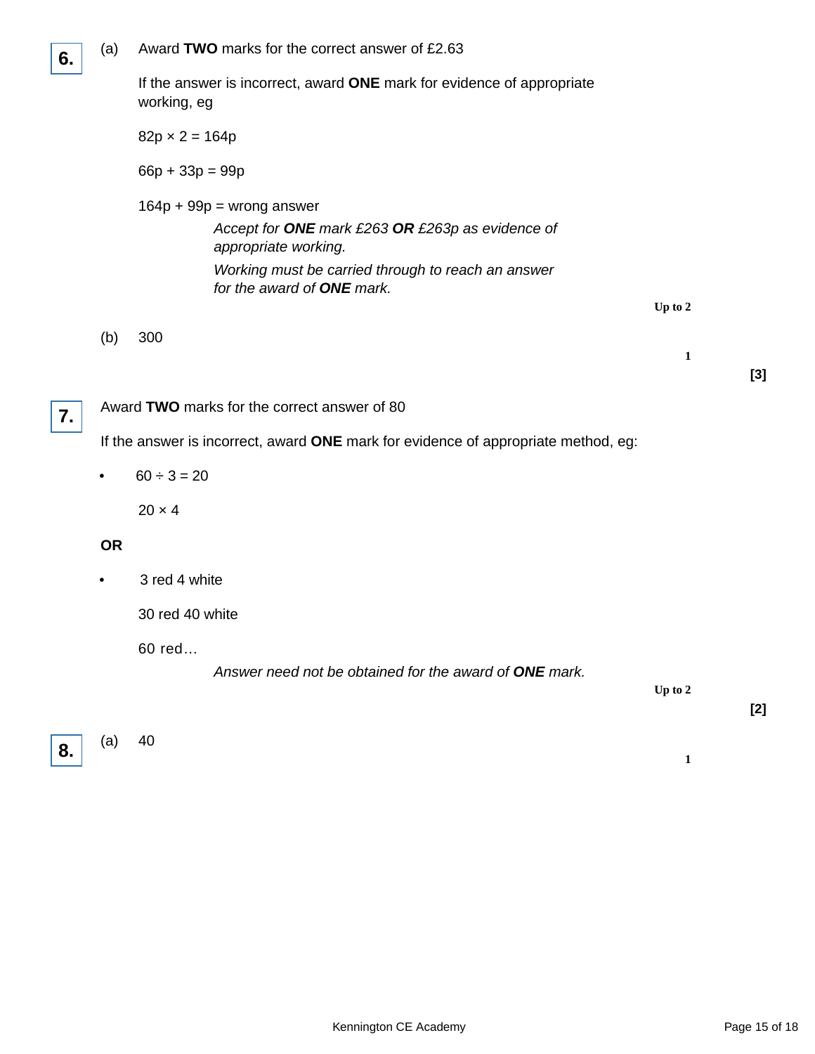**6.** (a) Award **TWO** marks for the correct answer of £2.63

If the answer is incorrect, award **ONE** mark for evidence of appropriate working, eg

82p × 2 = 164p

66p + 33p = 99p

164p + 99p = wrong answer

*Accept for **ONE** mark £263 **OR** £263p as evidence of appropriate working.*

*Working must be carried through to reach an answer for the award of **ONE** mark.*

Up to 2

(b) 300

1

**[3]**

**7.** Award **TWO** marks for the correct answer of 80

If the answer is incorrect, award **ONE** mark for evidence of appropriate method, eg:

- 60 ÷ 3 = 20

  20 × 4

**OR**

- 3 red 4 white

  30 red 40 white

  60 red…

*Answer need not be obtained for the award of **ONE** mark.*

Up to 2

**[2]**

**8.** (a) 40

1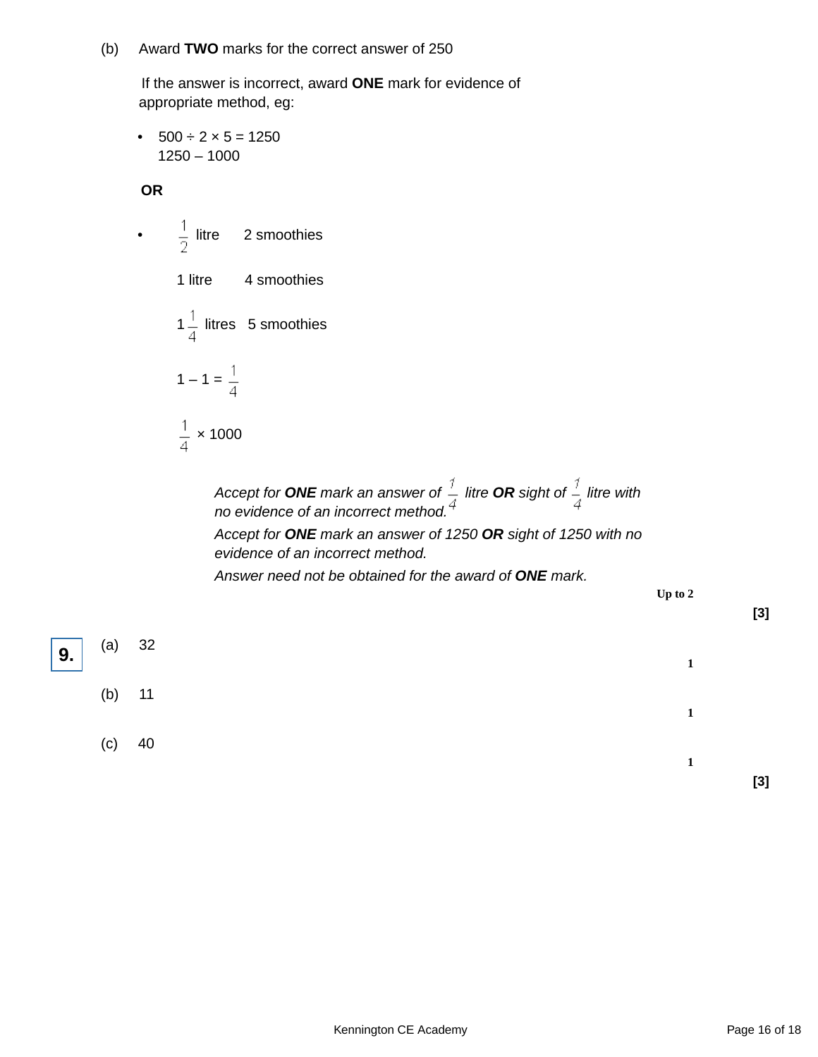(b) Award **TWO** marks for the correct answer of 250

If the answer is incorrect, award **ONE** mark for evidence of appropriate method, eg:

- 500 ÷ 2 × 5 = 1250
  1250 – 1000

**OR**

- $\frac{1}{2}$ litre  2 smoothies

  1 litre  4 smoothies

  $1\frac{1}{4}$ litres  5 smoothies

  $1 - 1 = \frac{1}{4}$

  $\frac{1}{4} \times 1000$

*Accept for **ONE** mark an answer of $\frac{1}{4}$ litre **OR** sight of $\frac{1}{4}$ litre with no evidence of an incorrect method.*

*Accept for **ONE** mark an answer of 1250 **OR** sight of 1250 with no evidence of an incorrect method.*

*Answer need not be obtained for the award of **ONE** mark.*

**Up to 2**

**[3]**

**9.** (a) 32

**1**

(b) 11

**1**

(c) 40

**1**

**[3]**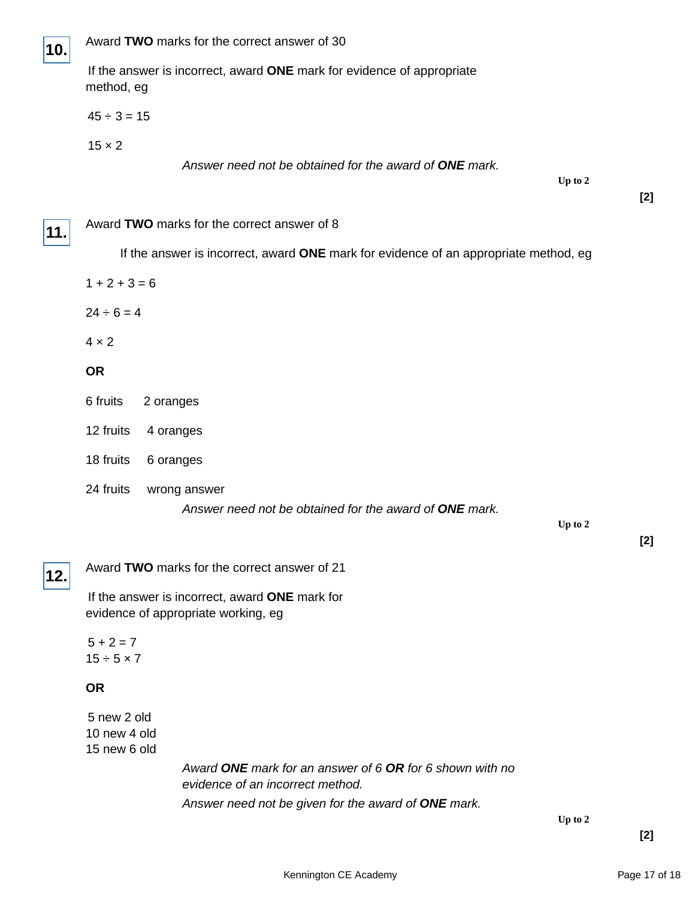**10.** Award **TWO** marks for the correct answer of 30

If the answer is incorrect, award **ONE** mark for evidence of appropriate method, eg

$45 \div 3 = 15$

$15 \times 2$

*Answer need not be obtained for the award of **ONE** mark.*

Up to 2

**[2]**

**11.** Award **TWO** marks for the correct answer of 8

If the answer is incorrect, award **ONE** mark for evidence of an appropriate method, eg

$1 + 2 + 3 = 6$

$24 \div 6 = 4$

$4 \times 2$

**OR**

6 fruits 2 oranges

12 fruits 4 oranges

18 fruits 6 oranges

24 fruits wrong answer

*Answer need not be obtained for the award of **ONE** mark.*

Up to 2

**[2]**

**12.** Award **TWO** marks for the correct answer of 21

If the answer is incorrect, award **ONE** mark for evidence of appropriate working, eg

$5 + 2 = 7$
$15 \div 5 \times 7$

**OR**

5 new 2 old
10 new 4 old
15 new 6 old

*Award **ONE** mark for an answer of 6 **OR** for 6 shown with no evidence of an incorrect method.*

*Answer need not be given for the award of **ONE** mark.*

Up to 2

**[2]**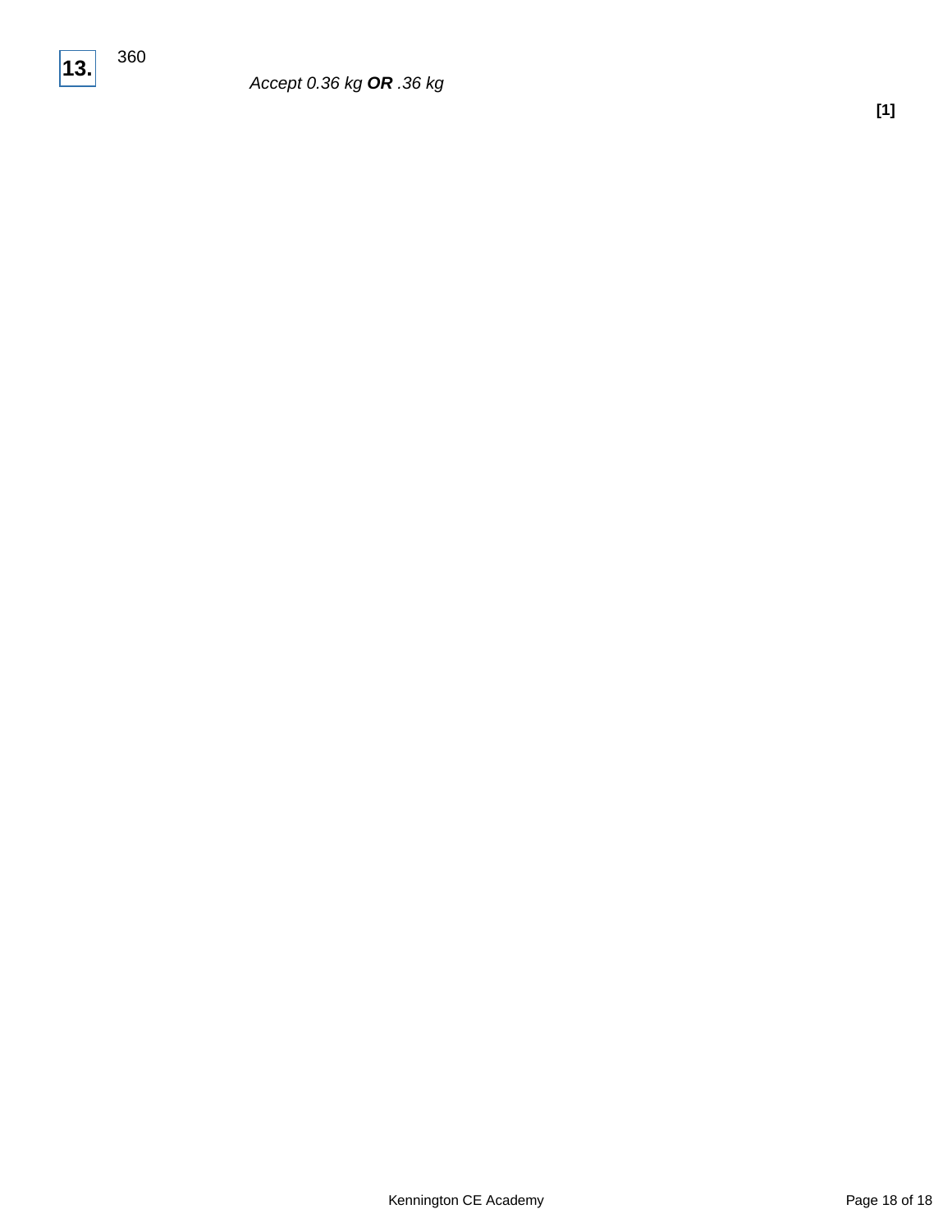**13.** 360

*Accept 0.36 kg* ***OR*** *.36 kg*

**[1]**